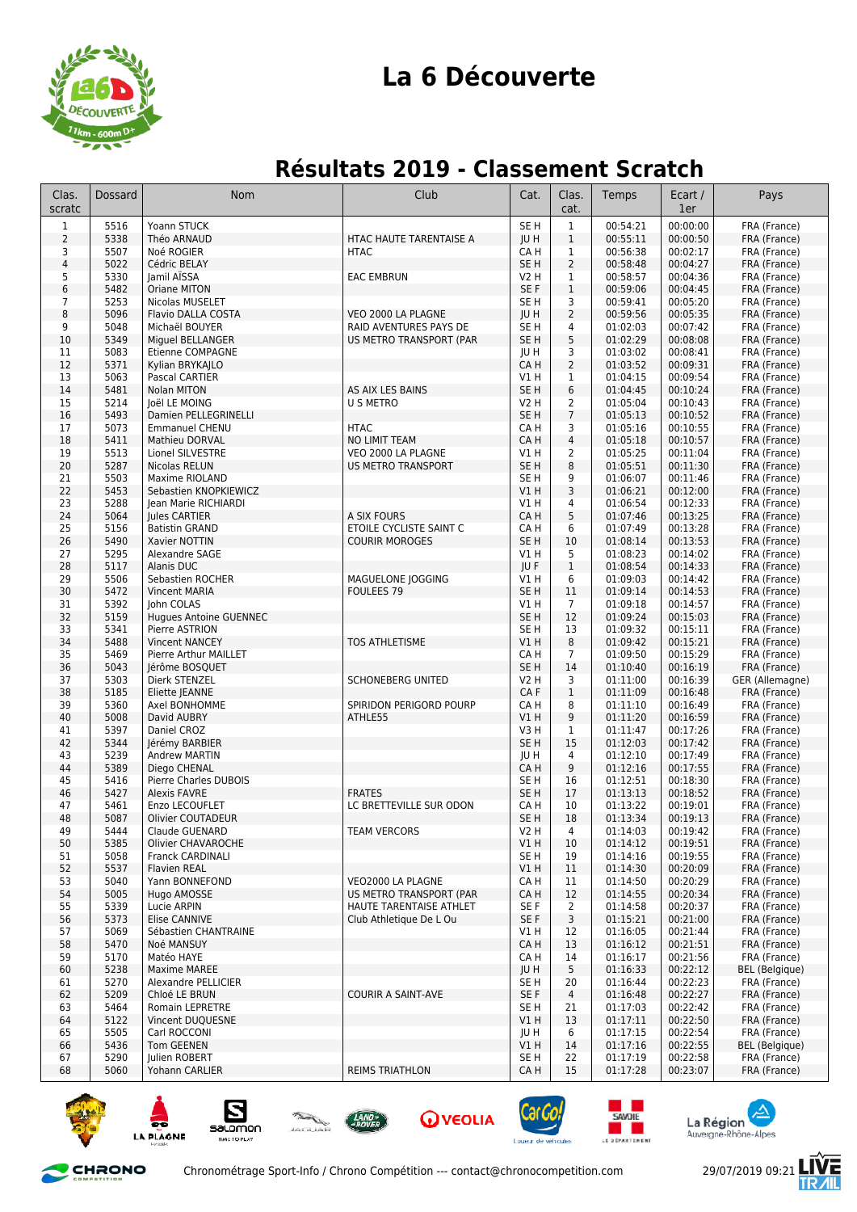# La 6 Découverte

## Résultats 2019 - Classement Scratch

| Clas. scratc | Dossard | Nom | Club | Cat. | Clas. cat. | Temps | Ecart / 1er | Pays |
|---|---|---|---|---|---|---|---|---|
| 1 | 5516 | Yoann STUCK | | SE H | 1 | 00:54:21 | 00:00:00 | FRA (France) |
| 2 | 5338 | Théo ARNAUD | HTAC HAUTE TARENTAISE A | JU H | 1 | 00:55:11 | 00:00:50 | FRA (France) |
| 3 | 5507 | Noé ROGIER | HTAC | CA H | 1 | 00:56:38 | 00:02:17 | FRA (France) |
| 4 | 5022 | Cédric BELAY | | SE H | 2 | 00:58:48 | 00:04:27 | FRA (France) |
| 5 | 5330 | Jamil AÏSSA | EAC EMBRUN | V2 H | 1 | 00:58:57 | 00:04:36 | FRA (France) |
| 6 | 5482 | Oriane MITON | | SE F | 1 | 00:59:06 | 00:04:45 | FRA (France) |
| 7 | 5253 | Nicolas MUSELET | | SE H | 3 | 00:59:41 | 00:05:20 | FRA (France) |
| 8 | 5096 | Flavio DALLA COSTA | VEO 2000 LA PLAGNE | JU H | 2 | 00:59:56 | 00:05:35 | FRA (France) |
| 9 | 5048 | Michaël BOUYER | RAID AVENTURES PAYS DE | SE H | 4 | 01:02:03 | 00:07:42 | FRA (France) |
| 10 | 5349 | Miguel BELLANGER | US METRO TRANSPORT (PAR | SE H | 5 | 01:02:29 | 00:08:08 | FRA (France) |
| 11 | 5083 | Etienne COMPAGNE | | JU H | 3 | 01:03:02 | 00:08:41 | FRA (France) |
| 12 | 5371 | Kylian BRYKAJLO | | CA H | 2 | 01:03:52 | 00:09:31 | FRA (France) |
| 13 | 5063 | Pascal CARTIER | | V1 H | 1 | 01:04:15 | 00:09:54 | FRA (France) |
| 14 | 5481 | Nolan MITON | AS AIX LES BAINS | SE H | 6 | 01:04:45 | 00:10:24 | FRA (France) |
| 15 | 5214 | Joël LE MOING | U S METRO | V2 H | 2 | 01:05:04 | 00:10:43 | FRA (France) |
| 16 | 5493 | Damien PELLEGRINELLI | | SE H | 7 | 01:05:13 | 00:10:52 | FRA (France) |
| 17 | 5073 | Emmanuel CHENU | HTAC | CA H | 3 | 01:05:16 | 00:10:55 | FRA (France) |
| 18 | 5411 | Mathieu DORVAL | NO LIMIT TEAM | CA H | 4 | 01:05:18 | 00:10:57 | FRA (France) |
| 19 | 5513 | Lionel SILVESTRE | VEO 2000 LA PLAGNE | V1 H | 2 | 01:05:25 | 00:11:04 | FRA (France) |
| 20 | 5287 | Nicolas RELUN | US METRO TRANSPORT | SE H | 8 | 01:05:51 | 00:11:30 | FRA (France) |
| 21 | 5503 | Maxime RIOLAND | | SE H | 9 | 01:06:07 | 00:11:46 | FRA (France) |
| 22 | 5453 | Sebastien KNOPKIEWICZ | | V1 H | 3 | 01:06:21 | 00:12:00 | FRA (France) |
| 23 | 5288 | Jean Marie RICHIARDI | | V1 H | 4 | 01:06:54 | 00:12:33 | FRA (France) |
| 24 | 5064 | Jules CARTIER | A SIX FOURS | CA H | 5 | 01:07:46 | 00:13:25 | FRA (France) |
| 25 | 5156 | Batistin GRAND | ETOILE CYCLISTE SAINT C | CA H | 6 | 01:07:49 | 00:13:28 | FRA (France) |
| 26 | 5490 | Xavier NOTTIN | COURIR MOROGES | SE H | 10 | 01:08:14 | 00:13:53 | FRA (France) |
| 27 | 5295 | Alexandre SAGE | | V1 H | 5 | 01:08:23 | 00:14:02 | FRA (France) |
| 28 | 5117 | Alanis DUC | | JU F | 1 | 01:08:54 | 00:14:33 | FRA (France) |
| 29 | 5506 | Sebastien ROCHER | MAGUELONE JOGGING | V1 H | 6 | 01:09:03 | 00:14:42 | FRA (France) |
| 30 | 5472 | Vincent MARIA | FOULEES 79 | SE H | 11 | 01:09:14 | 00:14:53 | FRA (France) |
| 31 | 5392 | John COLAS | | V1 H | 7 | 01:09:18 | 00:14:57 | FRA (France) |
| 32 | 5159 | Hugues Antoine GUENNEC | | SE H | 12 | 01:09:24 | 00:15:03 | FRA (France) |
| 33 | 5341 | Pierre ASTRION | | SE H | 13 | 01:09:32 | 00:15:11 | FRA (France) |
| 34 | 5488 | Vincent NANCEY | TOS ATHLETISME | V1 H | 8 | 01:09:42 | 00:15:21 | FRA (France) |
| 35 | 5469 | Pierre Arthur MAILLET | | CA H | 7 | 01:09:50 | 00:15:29 | FRA (France) |
| 36 | 5043 | Jérôme BOSQUET | | SE H | 14 | 01:10:40 | 00:16:19 | FRA (France) |
| 37 | 5303 | Dierk STENZEL | SCHONEBERG UNITED | V2 H | 3 | 01:11:00 | 00:16:39 | GER (Allemagne) |
| 38 | 5185 | Eliette JEANNE | | CA F | 1 | 01:11:09 | 00:16:48 | FRA (France) |
| 39 | 5360 | Axel BONHOMME | SPIRIDON PERIGORD POURP | CA H | 8 | 01:11:10 | 00:16:49 | FRA (France) |
| 40 | 5008 | David AUBRY | ATHLE55 | V1 H | 9 | 01:11:20 | 00:16:59 | FRA (France) |
| 41 | 5397 | Daniel CROZ | | V3 H | 1 | 01:11:47 | 00:17:26 | FRA (France) |
| 42 | 5344 | Jérémy BARBIER | | SE H | 15 | 01:12:03 | 00:17:42 | FRA (France) |
| 43 | 5239 | Andrew MARTIN | | JU H | 4 | 01:12:10 | 00:17:49 | FRA (France) |
| 44 | 5389 | Diego CHENAL | | CA H | 9 | 01:12:16 | 00:17:55 | FRA (France) |
| 45 | 5416 | Pierre Charles DUBOIS | | SE H | 16 | 01:12:51 | 00:18:30 | FRA (France) |
| 46 | 5427 | Alexis FAVRE | FRATES | SE H | 17 | 01:13:13 | 00:18:52 | FRA (France) |
| 47 | 5461 | Enzo LECOUFLET | LC BRETTEVILLE SUR ODON | CA H | 10 | 01:13:22 | 00:19:01 | FRA (France) |
| 48 | 5087 | Olivier COUTADEUR | | SE H | 18 | 01:13:34 | 00:19:13 | FRA (France) |
| 49 | 5444 | Claude GUENARD | TEAM VERCORS | V2 H | 4 | 01:14:03 | 00:19:42 | FRA (France) |
| 50 | 5385 | Olivier CHAVAROCHE | | V1 H | 10 | 01:14:12 | 00:19:51 | FRA (France) |
| 51 | 5058 | Franck CARDINALI | | SE H | 19 | 01:14:16 | 00:19:55 | FRA (France) |
| 52 | 5537 | Flavien REAL | | V1 H | 11 | 01:14:30 | 00:20:09 | FRA (France) |
| 53 | 5040 | Yann BONNEFOND | VEO2000 LA PLAGNE | CA H | 11 | 01:14:50 | 00:20:29 | FRA (France) |
| 54 | 5005 | Hugo AMOSSE | US METRO TRANSPORT (PAR | CA H | 12 | 01:14:55 | 00:20:34 | FRA (France) |
| 55 | 5339 | Lucie ARPIN | HAUTE TARENTAISE ATHLET | SE F | 2 | 01:14:58 | 00:20:37 | FRA (France) |
| 56 | 5373 | Elise CANNIVE | Club Athletique De L Ou | SE F | 3 | 01:15:21 | 00:21:00 | FRA (France) |
| 57 | 5069 | Sébastien CHANTRAINE | | V1 H | 12 | 01:16:05 | 00:21:44 | FRA (France) |
| 58 | 5470 | Noé MANSUY | | CA H | 13 | 01:16:12 | 00:21:51 | FRA (France) |
| 59 | 5170 | Matéo HAYE | | CA H | 14 | 01:16:17 | 00:21:56 | FRA (France) |
| 60 | 5238 | Maxime MAREE | | JU H | 5 | 01:16:33 | 00:22:12 | BEL (Belgique) |
| 61 | 5270 | Alexandre PELLICIER | | SE H | 20 | 01:16:44 | 00:22:23 | FRA (France) |
| 62 | 5209 | Chloé LE BRUN | COURIR A SAINT-AVE | SE F | 4 | 01:16:48 | 00:22:27 | FRA (France) |
| 63 | 5464 | Romain LEPRETRE | | SE H | 21 | 01:17:03 | 00:22:42 | FRA (France) |
| 64 | 5122 | Vincent DUQUESNE | | V1 H | 13 | 01:17:11 | 00:22:50 | FRA (France) |
| 65 | 5505 | Carl ROCCONI | | JU H | 6 | 01:17:15 | 00:22:54 | FRA (France) |
| 66 | 5436 | Tom GEENEN | | V1 H | 14 | 01:17:16 | 00:22:55 | BEL (Belgique) |
| 67 | 5290 | Julien ROBERT | | SE H | 22 | 01:17:19 | 00:22:58 | FRA (France) |
| 68 | 5060 | Yohann CARLIER | REIMS TRIATHLON | CA H | 15 | 01:17:28 | 00:23:07 | FRA (France) |

Chronométrage Sport-Info / Chrono Compétition --- contact@chronocompetition.com

29/07/2019 09:21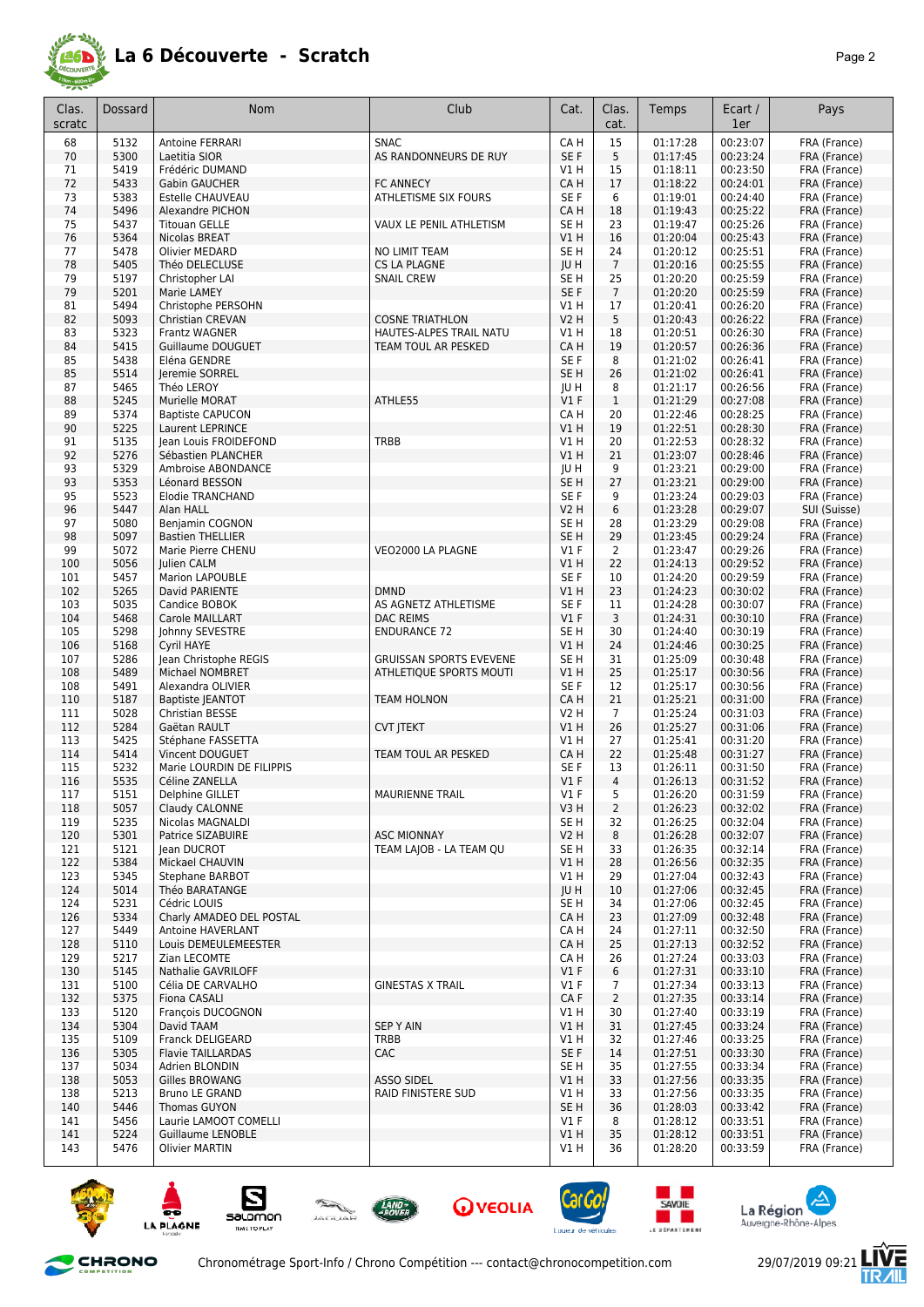# La 6 Découverte - Scratch

| Clas. scratc | Dossard | Nom | Club | Cat. | Clas. cat. | Temps | Ecart / 1er | Pays |
|---|---|---|---|---|---|---|---|---|
| 68 | 5132 | Antoine FERRARI | SNAC | CA H | 15 | 01:17:28 | 00:23:07 | FRA (France) |
| 70 | 5300 | Laetitia SIOR | AS RANDONNEURS DE RUY | SE F | 5 | 01:17:45 | 00:23:24 | FRA (France) |
| 71 | 5419 | Frédéric DUMAND | | V1 H | 15 | 01:18:11 | 00:23:50 | FRA (France) |
| 72 | 5433 | Gabin GAUCHER | FC ANNECY | CA H | 17 | 01:18:22 | 00:24:01 | FRA (France) |
| 73 | 5383 | Estelle CHAUVEAU | ATHLETISME SIX FOURS | SE F | 6 | 01:19:01 | 00:24:40 | FRA (France) |
| 74 | 5496 | Alexandre PICHON | | CA H | 18 | 01:19:43 | 00:25:22 | FRA (France) |
| 75 | 5437 | Titouan GELLE | VAUX LE PENIL ATHLETISM | SE H | 23 | 01:19:47 | 00:25:26 | FRA (France) |
| 76 | 5364 | Nicolas BREAT | | V1 H | 16 | 01:20:04 | 00:25:43 | FRA (France) |
| 77 | 5478 | Olivier MEDARD | NO LIMIT TEAM | SE H | 24 | 01:20:12 | 00:25:51 | FRA (France) |
| 78 | 5405 | Théo DELECLUSE | CS LA PLAGNE | JU H | 7 | 01:20:16 | 00:25:55 | FRA (France) |
| 79 | 5197 | Christopher LAI | SNAIL CREW | SE H | 25 | 01:20:20 | 00:25:59 | FRA (France) |
| 79 | 5201 | Marie LAMEY | | SE F | 7 | 01:20:20 | 00:25:59 | FRA (France) |
| 81 | 5494 | Christophe PERSOHN | | V1 H | 17 | 01:20:41 | 00:26:20 | FRA (France) |
| 82 | 5093 | Christian CREVAN | COSNE TRIATHLON | V2 H | 5 | 01:20:43 | 00:26:22 | FRA (France) |
| 83 | 5323 | Frantz WAGNER | HAUTES-ALPES TRAIL NATU | V1 H | 18 | 01:20:51 | 00:26:30 | FRA (France) |
| 84 | 5415 | Guillaume DOUGUET | TEAM TOUL AR PESKED | CA H | 19 | 01:20:57 | 00:26:36 | FRA (France) |
| 85 | 5438 | Eléna GENDRE | | SE F | 8 | 01:21:02 | 00:26:41 | FRA (France) |
| 85 | 5514 | Jeremie SORREL | | SE H | 26 | 01:21:02 | 00:26:41 | FRA (France) |
| 87 | 5465 | Théo LEROY | | JU H | 8 | 01:21:17 | 00:26:56 | FRA (France) |
| 88 | 5245 | Murielle MORAT | ATHLE55 | V1 F | 1 | 01:21:29 | 00:27:08 | FRA (France) |
| 89 | 5374 | Baptiste CAPUCON | | CA H | 20 | 01:22:46 | 00:28:25 | FRA (France) |
| 90 | 5225 | Laurent LEPRINCE | | V1 H | 19 | 01:22:51 | 00:28:30 | FRA (France) |
| 91 | 5135 | Jean Louis FROIDEFOND | TRBB | V1 H | 20 | 01:22:53 | 00:28:32 | FRA (France) |
| 92 | 5276 | Sébastien PLANCHER | | V1 H | 21 | 01:23:07 | 00:28:46 | FRA (France) |
| 93 | 5329 | Ambroise ABONDANCE | | JU H | 9 | 01:23:21 | 00:29:00 | FRA (France) |
| 93 | 5353 | Léonard BESSON | | SE H | 27 | 01:23:21 | 00:29:00 | FRA (France) |
| 95 | 5523 | Elodie TRANCHAND | | SE F | 9 | 01:23:24 | 00:29:03 | FRA (France) |
| 96 | 5447 | Alan HALL | | V2 H | 6 | 01:23:28 | 00:29:07 | SUI (Suisse) |
| 97 | 5080 | Benjamin COGNON | | SE H | 28 | 01:23:29 | 00:29:08 | FRA (France) |
| 98 | 5097 | Bastien THELLIER | | SE H | 29 | 01:23:45 | 00:29:24 | FRA (France) |
| 99 | 5072 | Marie Pierre CHENU | VEO2000 LA PLAGNE | V1 F | 2 | 01:23:47 | 00:29:26 | FRA (France) |
| 100 | 5056 | Julien CALM | | V1 H | 22 | 01:24:13 | 00:29:52 | FRA (France) |
| 101 | 5457 | Marion LAPOUBLE | | SE F | 10 | 01:24:20 | 00:29:59 | FRA (France) |
| 102 | 5265 | David PARIENTE | DMND | V1 H | 23 | 01:24:23 | 00:30:02 | FRA (France) |
| 103 | 5035 | Candice BOBOK | AS AGNETZ ATHLETISME | SE F | 11 | 01:24:28 | 00:30:07 | FRA (France) |
| 104 | 5468 | Carole MAILLART | DAC REIMS | V1 F | 3 | 01:24:31 | 00:30:10 | FRA (France) |
| 105 | 5298 | Johnny SEVESTRE | ENDURANCE 72 | SE H | 30 | 01:24:40 | 00:30:19 | FRA (France) |
| 106 | 5168 | Cyril HAYE | | V1 H | 24 | 01:24:46 | 00:30:25 | FRA (France) |
| 107 | 5286 | Jean Christophe REGIS | GRUISSAN SPORTS EVEVENE | SE H | 31 | 01:25:09 | 00:30:48 | FRA (France) |
| 108 | 5489 | Michael NOMBRET | ATHLETIQUE SPORTS MOUTI | V1 H | 25 | 01:25:17 | 00:30:56 | FRA (France) |
| 108 | 5491 | Alexandra OLIVIER | | SE F | 12 | 01:25:17 | 00:30:56 | FRA (France) |
| 110 | 5187 | Baptiste JEANTOT | TEAM HOLNON | CA H | 21 | 01:25:21 | 00:31:00 | FRA (France) |
| 111 | 5028 | Christian BESSE | | V2 H | 7 | 01:25:24 | 00:31:03 | FRA (France) |
| 112 | 5284 | Gaëtan RAULT | CVT JTEKT | V1 H | 26 | 01:25:27 | 00:31:06 | FRA (France) |
| 113 | 5425 | Stéphane FASSETTA | | V1 H | 27 | 01:25:41 | 00:31:20 | FRA (France) |
| 114 | 5414 | Vincent DOUGUET | TEAM TOUL AR PESKED | CA H | 22 | 01:25:48 | 00:31:27 | FRA (France) |
| 115 | 5232 | Marie LOURDIN DE FILIPPIS | | SE F | 13 | 01:26:11 | 00:31:50 | FRA (France) |
| 116 | 5535 | Céline ZANELLA | | V1 F | 4 | 01:26:13 | 00:31:52 | FRA (France) |
| 117 | 5151 | Delphine GILLET | MAURIENNE TRAIL | V1 F | 5 | 01:26:20 | 00:31:59 | FRA (France) |
| 118 | 5057 | Claudy CALONNE | | V3 H | 2 | 01:26:23 | 00:32:02 | FRA (France) |
| 119 | 5235 | Nicolas MAGNALDI | | SE H | 32 | 01:26:25 | 00:32:04 | FRA (France) |
| 120 | 5301 | Patrice SIZABUIRE | ASC MIONNAY | V2 H | 8 | 01:26:28 | 00:32:07 | FRA (France) |
| 121 | 5121 | Jean DUCROT | TEAM LAJOB - LA TEAM QU | SE H | 33 | 01:26:35 | 00:32:14 | FRA (France) |
| 122 | 5384 | Mickael CHAUVIN | | V1 H | 28 | 01:26:56 | 00:32:35 | FRA (France) |
| 123 | 5345 | Stephane BARBOT | | V1 H | 29 | 01:27:04 | 00:32:43 | FRA (France) |
| 124 | 5014 | Théo BARATANGE | | JU H | 10 | 01:27:06 | 00:32:45 | FRA (France) |
| 124 | 5231 | Cédric LOUIS | | SE H | 34 | 01:27:06 | 00:32:45 | FRA (France) |
| 126 | 5334 | Charly AMADEO DEL POSTAL | | CA H | 23 | 01:27:09 | 00:32:48 | FRA (France) |
| 127 | 5449 | Antoine HAVERLANT | | CA H | 24 | 01:27:11 | 00:32:50 | FRA (France) |
| 128 | 5110 | Louis DEMEULEMEESTER | | CA H | 25 | 01:27:13 | 00:32:52 | FRA (France) |
| 129 | 5217 | Zian LECOMTE | | CA H | 26 | 01:27:24 | 00:33:03 | FRA (France) |
| 130 | 5145 | Nathalie GAVRILOFF | | V1 F | 6 | 01:27:31 | 00:33:10 | FRA (France) |
| 131 | 5100 | Célia DE CARVALHO | GINESTAS X TRAIL | V1 F | 7 | 01:27:34 | 00:33:13 | FRA (France) |
| 132 | 5375 | Fiona CASALI | | CA F | 2 | 01:27:35 | 00:33:14 | FRA (France) |
| 133 | 5120 | François DUCOGNON | | V1 H | 30 | 01:27:40 | 00:33:19 | FRA (France) |
| 134 | 5304 | David TAAM | SEP Y AIN | V1 H | 31 | 01:27:45 | 00:33:24 | FRA (France) |
| 135 | 5109 | Franck DELIGEARD | TRBB | V1 H | 32 | 01:27:46 | 00:33:25 | FRA (France) |
| 136 | 5305 | Flavie TAILLARDAS | CAC | SE F | 14 | 01:27:51 | 00:33:30 | FRA (France) |
| 137 | 5034 | Adrien BLONDIN | | SE H | 35 | 01:27:55 | 00:33:34 | FRA (France) |
| 138 | 5053 | Gilles BROWANG | ASSO SIDEL | V1 H | 33 | 01:27:56 | 00:33:35 | FRA (France) |
| 138 | 5213 | Bruno LE GRAND | RAID FINISTERE SUD | V1 H | 33 | 01:27:56 | 00:33:35 | FRA (France) |
| 140 | 5446 | Thomas GUYON | | SE H | 36 | 01:28:03 | 00:33:42 | FRA (France) |
| 141 | 5456 | Laurie LAMOOT COMELLI | | V1 F | 8 | 01:28:12 | 00:33:51 | FRA (France) |
| 141 | 5224 | Guillaume LENOBLE | | V1 H | 35 | 01:28:12 | 00:33:51 | FRA (France) |
| 143 | 5476 | Olivier MARTIN | | V1 H | 36 | 01:28:20 | 00:33:59 | FRA (France) |

Chronométrage Sport-Info / Chrono Compétition --- contact@chronocompetition.com

29/07/2019 09:21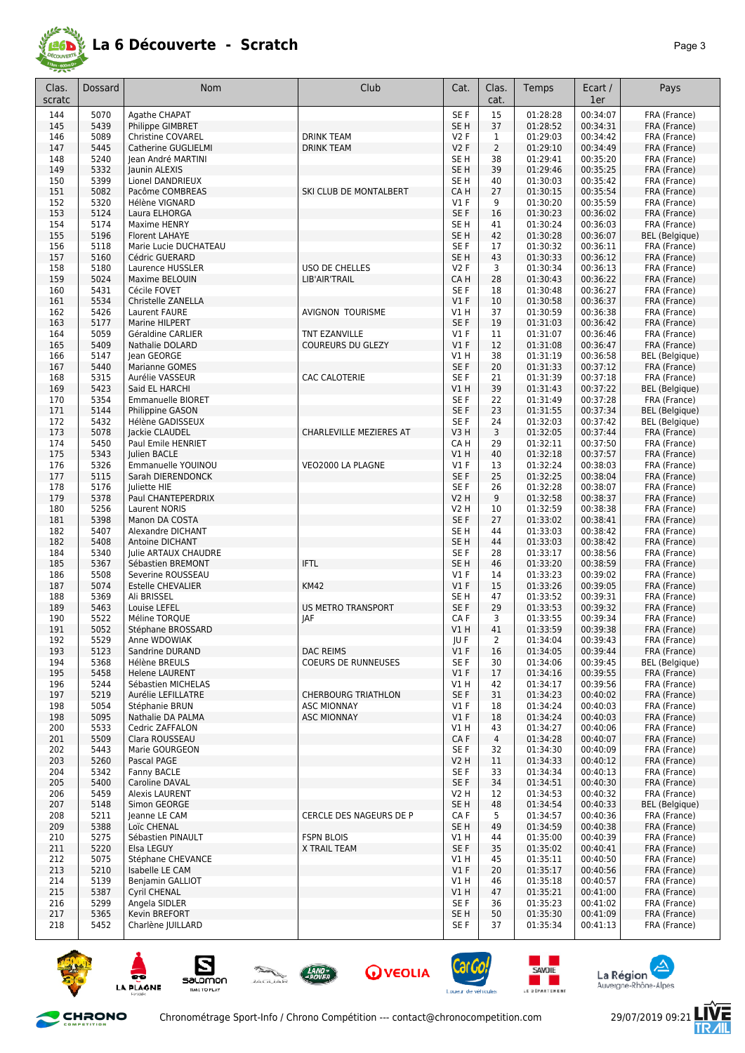# La 6 Découverte - Scratch

| Clas. scratc | Dossard | Nom | Club | Cat. | Clas. cat. | Temps | Ecart / 1er | Pays |
|---|---|---|---|---|---|---|---|---|
| 144 | 5070 | Agathe CHAPAT | | SE F | 15 | 01:28:28 | 00:34:07 | FRA (France) |
| 145 | 5439 | Philippe GIMBRET | | SE H | 37 | 01:28:52 | 00:34:31 | FRA (France) |
| 146 | 5089 | Christine COVAREL | DRINK TEAM | V2 F | 1 | 01:29:03 | 00:34:42 | FRA (France) |
| 147 | 5445 | Catherine GUGLIELMI | DRINK TEAM | V2 F | 2 | 01:29:10 | 00:34:49 | FRA (France) |
| 148 | 5240 | Jean André MARTINI | | SE H | 38 | 01:29:41 | 00:35:20 | FRA (France) |
| 149 | 5332 | Jaunin ALEXIS | | SE H | 39 | 01:29:46 | 00:35:25 | FRA (France) |
| 150 | 5399 | Lionel DANDRIEUX | | SE H | 40 | 01:30:03 | 00:35:42 | FRA (France) |
| 151 | 5082 | Pacôme COMBREAS | SKI CLUB DE MONTALBERT | CA H | 27 | 01:30:15 | 00:35:54 | FRA (France) |
| 152 | 5320 | Hélène VIGNARD | | V1 F | 9 | 01:30:20 | 00:35:59 | FRA (France) |
| 153 | 5124 | Laura ELHORGA | | SE F | 16 | 01:30:23 | 00:36:02 | FRA (France) |
| 154 | 5174 | Maxime HENRY | | SE H | 41 | 01:30:24 | 00:36:03 | FRA (France) |
| 155 | 5196 | Florent LAHAYE | | SE H | 42 | 01:30:28 | 00:36:07 | BEL (Belgique) |
| 156 | 5118 | Marie Lucie DUCHATEAU | | SE F | 17 | 01:30:32 | 00:36:11 | FRA (France) |
| 157 | 5160 | Cédric GUERARD | | SE H | 43 | 01:30:33 | 00:36:12 | FRA (France) |
| 158 | 5180 | Laurence HUSSLER | USO DE CHELLES | V2 F | 3 | 01:30:34 | 00:36:13 | FRA (France) |
| 159 | 5024 | Maxime BELOUIN | LIB'AIR'TRAIL | CA H | 28 | 01:30:43 | 00:36:22 | FRA (France) |
| 160 | 5431 | Cécile FOVET | | SE F | 18 | 01:30:48 | 00:36:27 | FRA (France) |
| 161 | 5534 | Christelle ZANELLA | | V1 F | 10 | 01:30:58 | 00:36:37 | FRA (France) |
| 162 | 5426 | Laurent FAURE | AVIGNON TOURISME | V1 H | 37 | 01:30:59 | 00:36:38 | FRA (France) |
| 163 | 5177 | Marine HILPERT | | SE F | 19 | 01:31:03 | 00:36:42 | FRA (France) |
| 164 | 5059 | Géraldine CARLIER | TNT EZANVILLE | V1 F | 11 | 01:31:07 | 00:36:46 | FRA (France) |
| 165 | 5409 | Nathalie DOLARD | COUREURS DU GLEZY | V1 F | 12 | 01:31:08 | 00:36:47 | FRA (France) |
| 166 | 5147 | Jean GEORGE | | V1 H | 38 | 01:31:19 | 00:36:58 | BEL (Belgique) |
| 167 | 5440 | Marianne GOMES | | SE F | 20 | 01:31:33 | 00:37:12 | FRA (France) |
| 168 | 5315 | Aurélie VASSEUR | CAC CALOTERIE | SE F | 21 | 01:31:39 | 00:37:18 | FRA (France) |
| 169 | 5423 | Said EL HARCHI | | V1 H | 39 | 01:31:43 | 00:37:22 | BEL (Belgique) |
| 170 | 5354 | Emmanuelle BIORET | | SE F | 22 | 01:31:49 | 00:37:28 | FRA (France) |
| 171 | 5144 | Philippine GASON | | SE F | 23 | 01:31:55 | 00:37:34 | BEL (Belgique) |
| 172 | 5432 | Hélène GADISSEUX | | SE F | 24 | 01:32:03 | 00:37:42 | BEL (Belgique) |
| 173 | 5078 | Jackie CLAUDEL | CHARLEVILLE MEZIERES AT | V3 H | 3 | 01:32:05 | 00:37:44 | FRA (France) |
| 174 | 5450 | Paul Emile HENRIET | | CA H | 29 | 01:32:11 | 00:37:50 | FRA (France) |
| 175 | 5343 | Julien BACLE | | V1 H | 40 | 01:32:18 | 00:37:57 | FRA (France) |
| 176 | 5326 | Emmanuelle YOUINOU | VEO2000 LA PLAGNE | V1 F | 13 | 01:32:24 | 00:38:03 | FRA (France) |
| 177 | 5115 | Sarah DIERENDONCK | | SE F | 25 | 01:32:25 | 00:38:04 | FRA (France) |
| 178 | 5176 | Juliette HIE | | SE F | 26 | 01:32:28 | 00:38:07 | FRA (France) |
| 179 | 5378 | Paul CHANTEPERDRIX | | V2 H | 9 | 01:32:58 | 00:38:37 | FRA (France) |
| 180 | 5256 | Laurent NORIS | | V2 H | 10 | 01:32:59 | 00:38:38 | FRA (France) |
| 181 | 5398 | Manon DA COSTA | | SE F | 27 | 01:33:02 | 00:38:41 | FRA (France) |
| 182 | 5407 | Alexandre DICHANT | | SE H | 44 | 01:33:03 | 00:38:42 | FRA (France) |
| 182 | 5408 | Antoine DICHANT | | SE H | 44 | 01:33:03 | 00:38:42 | FRA (France) |
| 184 | 5340 | Julie ARTAUX CHAUDRE | | SE F | 28 | 01:33:17 | 00:38:56 | FRA (France) |
| 185 | 5367 | Sébastien BREMONT | IFTL | SE H | 46 | 01:33:20 | 00:38:59 | FRA (France) |
| 186 | 5508 | Severine ROUSSEAU | | V1 F | 14 | 01:33:23 | 00:39:02 | FRA (France) |
| 187 | 5074 | Estelle CHEVALIER | KM42 | V1 F | 15 | 01:33:26 | 00:39:05 | FRA (France) |
| 188 | 5369 | Ali BRISSEL | | SE H | 47 | 01:33:52 | 00:39:31 | FRA (France) |
| 189 | 5463 | Louise LEFEL | US METRO TRANSPORT | SE F | 29 | 01:33:53 | 00:39:32 | FRA (France) |
| 190 | 5522 | Méline TORQUE | JAF | CA F | 3 | 01:33:55 | 00:39:34 | FRA (France) |
| 191 | 5052 | Stéphane BROSSARD | | V1 H | 41 | 01:33:59 | 00:39:38 | FRA (France) |
| 192 | 5529 | Anne WDOWIAK | | JU F | 2 | 01:34:04 | 00:39:43 | FRA (France) |
| 193 | 5123 | Sandrine DURAND | DAC REIMS | V1 F | 16 | 01:34:05 | 00:39:44 | FRA (France) |
| 194 | 5368 | Hélène BREULS | COEURS DE RUNNEUSES | SE F | 30 | 01:34:06 | 00:39:45 | BEL (Belgique) |
| 195 | 5458 | Helene LAURENT | | V1 F | 17 | 01:34:16 | 00:39:55 | FRA (France) |
| 196 | 5244 | Sébastien MICHELAS | | V1 H | 42 | 01:34:17 | 00:39:56 | FRA (France) |
| 197 | 5219 | Aurélie LEFILLATRE | CHERBOURG TRIATHLON | SE F | 31 | 01:34:23 | 00:40:02 | FRA (France) |
| 198 | 5054 | Stéphanie BRUN | ASC MIONNAY | V1 F | 18 | 01:34:24 | 00:40:03 | FRA (France) |
| 198 | 5095 | Nathalie DA PALMA | ASC MIONNAY | V1 F | 18 | 01:34:24 | 00:40:03 | FRA (France) |
| 200 | 5533 | Cedric ZAFFALON | | V1 H | 43 | 01:34:27 | 00:40:06 | FRA (France) |
| 201 | 5509 | Clara ROUSSEAU | | CA F | 4 | 01:34:28 | 00:40:07 | FRA (France) |
| 202 | 5443 | Marie GOURGEON | | SE F | 32 | 01:34:30 | 00:40:09 | FRA (France) |
| 203 | 5260 | Pascal PAGE | | V2 H | 11 | 01:34:33 | 00:40:12 | FRA (France) |
| 204 | 5342 | Fanny BACLE | | SE F | 33 | 01:34:34 | 00:40:13 | FRA (France) |
| 205 | 5400 | Caroline DAVAL | | SE F | 34 | 01:34:51 | 00:40:30 | FRA (France) |
| 206 | 5459 | Alexis LAURENT | | V2 H | 12 | 01:34:53 | 00:40:32 | FRA (France) |
| 207 | 5148 | Simon GEORGE | | SE H | 48 | 01:34:54 | 00:40:33 | BEL (Belgique) |
| 208 | 5211 | Jeanne LE CAM | CERCLE DES NAGEURS DE P | CA F | 5 | 01:34:57 | 00:40:36 | FRA (France) |
| 209 | 5388 | Loïc CHENAL | | SE H | 49 | 01:34:59 | 00:40:38 | FRA (France) |
| 210 | 5275 | Sébastien PINAULT | FSPN BLOIS | V1 H | 44 | 01:35:00 | 00:40:39 | FRA (France) |
| 211 | 5220 | Elsa LEGUY | X TRAIL TEAM | SE F | 35 | 01:35:02 | 00:40:41 | FRA (France) |
| 212 | 5075 | Stéphane CHEVANCE | | V1 H | 45 | 01:35:11 | 00:40:50 | FRA (France) |
| 213 | 5210 | Isabelle LE CAM | | V1 F | 20 | 01:35:17 | 00:40:56 | FRA (France) |
| 214 | 5139 | Benjamin GALLIOT | | V1 H | 46 | 01:35:18 | 00:40:57 | FRA (France) |
| 215 | 5387 | Cyril CHENAL | | V1 H | 47 | 01:35:21 | 00:41:00 | FRA (France) |
| 216 | 5299 | Angela SIDLER | | SE F | 36 | 01:35:23 | 00:41:02 | FRA (France) |
| 217 | 5365 | Kevin BREFORT | | SE H | 50 | 01:35:30 | 00:41:09 | FRA (France) |
| 218 | 5452 | Charlène JUILLARD | | SE F | 37 | 01:35:34 | 00:41:13 | FRA (France) |

Chronométrage Sport-Info / Chrono Compétition --- contact@chronocompetition.com

29/07/2019 09:21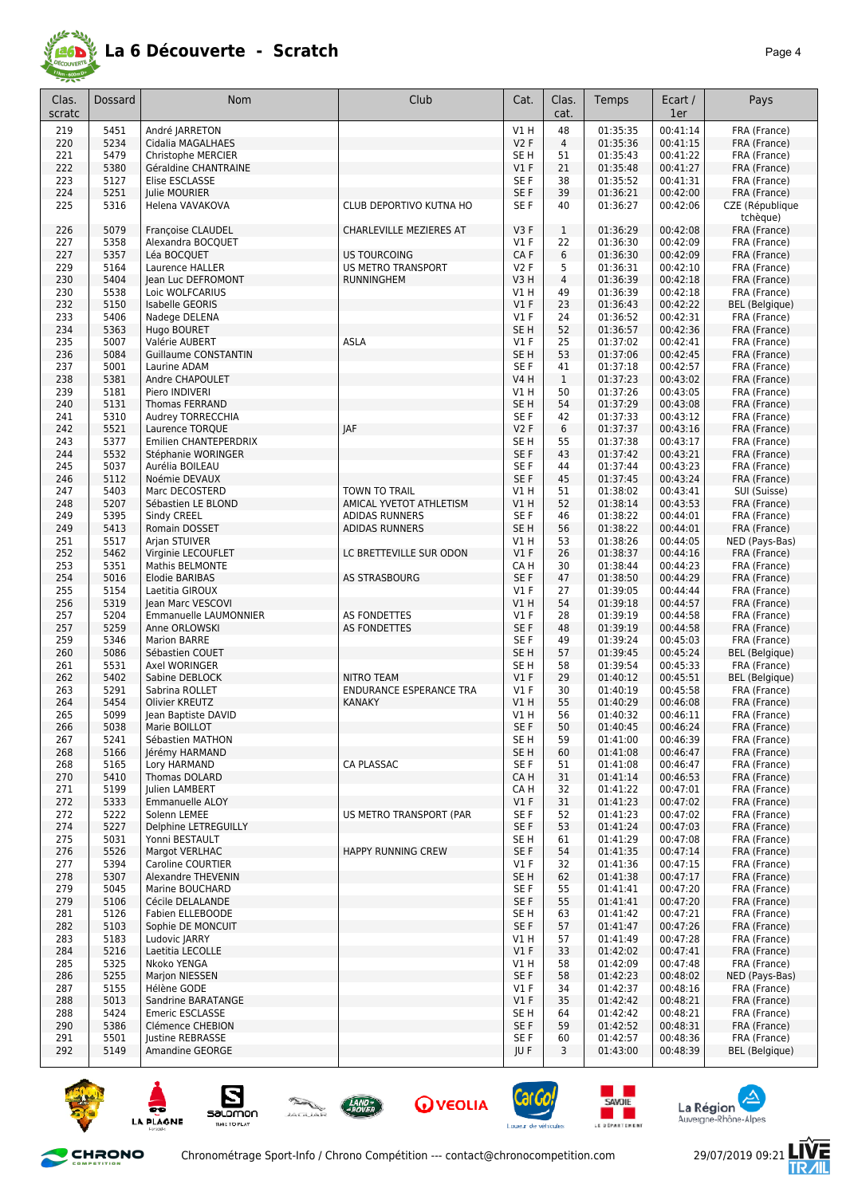# La 6 Découverte - Scratch

| Clas. scratc | Dossard | Nom | Club | Cat. | Clas. cat. | Temps | Ecart / 1er | Pays |
|---|---|---|---|---|---|---|---|---|
| 219 | 5451 | André JARRETON | | V1 H | 48 | 01:35:35 | 00:41:14 | FRA (France) |
| 220 | 5234 | Cidalia MAGALHAES | | V2 F | 4 | 01:35:36 | 00:41:15 | FRA (France) |
| 221 | 5479 | Christophe MERCIER | | SE H | 51 | 01:35:43 | 00:41:22 | FRA (France) |
| 222 | 5380 | Géraldine CHANTRAINE | | V1 F | 21 | 01:35:48 | 00:41:27 | FRA (France) |
| 223 | 5127 | Elise ESCLASSE | | SE F | 38 | 01:35:52 | 00:41:31 | FRA (France) |
| 224 | 5251 | Julie MOURIER | | SE F | 39 | 01:36:21 | 00:42:00 | FRA (France) |
| 225 | 5316 | Helena VAVAKOVA | CLUB DEPORTIVO KUTNA HO | SE F | 40 | 01:36:27 | 00:42:06 | CZE (République tchèque) |
| 226 | 5079 | Françoise CLAUDEL | CHARLEVILLE MEZIERES AT | V3 F | 1 | 01:36:29 | 00:42:08 | FRA (France) |
| 227 | 5358 | Alexandra BOCQUET | | V1 F | 22 | 01:36:30 | 00:42:09 | FRA (France) |
| 227 | 5357 | Léa BOCQUET | US TOURCOING | CA F | 6 | 01:36:30 | 00:42:09 | FRA (France) |
| 229 | 5164 | Laurence HALLER | US METRO TRANSPORT | V2 F | 5 | 01:36:31 | 00:42:10 | FRA (France) |
| 230 | 5404 | Jean Luc DEFROMONT | RUNNINGHEM | V3 H | 4 | 01:36:39 | 00:42:18 | FRA (France) |
| 230 | 5538 | Loic WOLFCARIUS | | V1 H | 49 | 01:36:39 | 00:42:18 | FRA (France) |
| 232 | 5150 | Isabelle GEORIS | | V1 F | 23 | 01:36:43 | 00:42:22 | BEL (Belgique) |
| 233 | 5406 | Nadege DELENA | | V1 F | 24 | 01:36:52 | 00:42:31 | FRA (France) |
| 234 | 5363 | Hugo BOURET | | SE H | 52 | 01:36:57 | 00:42:36 | FRA (France) |
| 235 | 5007 | Valérie AUBERT | ASLA | V1 F | 25 | 01:37:02 | 00:42:41 | FRA (France) |
| 236 | 5084 | Guillaume CONSTANTIN | | SE H | 53 | 01:37:06 | 00:42:45 | FRA (France) |
| 237 | 5001 | Laurine ADAM | | SE F | 41 | 01:37:18 | 00:42:57 | FRA (France) |
| 238 | 5381 | Andre CHAPOULET | | V4 H | 1 | 01:37:23 | 00:43:02 | FRA (France) |
| 239 | 5181 | Piero INDIVERI | | V1 H | 50 | 01:37:26 | 00:43:05 | FRA (France) |
| 240 | 5131 | Thomas FERRAND | | SE H | 54 | 01:37:29 | 00:43:08 | FRA (France) |
| 241 | 5310 | Audrey TORRECCHIA | | SE F | 42 | 01:37:33 | 00:43:12 | FRA (France) |
| 242 | 5521 | Laurence TORQUE | JAF | V2 F | 6 | 01:37:37 | 00:43:16 | FRA (France) |
| 243 | 5377 | Emilien CHANTEPERDRIX | | SE H | 55 | 01:37:38 | 00:43:17 | FRA (France) |
| 244 | 5532 | Stéphanie WORINGER | | SE F | 43 | 01:37:42 | 00:43:21 | FRA (France) |
| 245 | 5037 | Aurélia BOILEAU | | SE F | 44 | 01:37:44 | 00:43:23 | FRA (France) |
| 246 | 5112 | Noémie DEVAUX | | SE F | 45 | 01:37:45 | 00:43:24 | FRA (France) |
| 247 | 5403 | Marc DECOSTERD | TOWN TO TRAIL | V1 H | 51 | 01:38:02 | 00:43:41 | SUI (Suisse) |
| 248 | 5207 | Sébastien LE BLOND | AMICAL YVETOT ATHLETISM | V1 H | 52 | 01:38:14 | 00:43:53 | FRA (France) |
| 249 | 5395 | Sindy CREEL | ADIDAS RUNNERS | SE F | 46 | 01:38:22 | 00:44:01 | FRA (France) |
| 249 | 5413 | Romain DOSSET | ADIDAS RUNNERS | SE H | 56 | 01:38:22 | 00:44:01 | FRA (France) |
| 251 | 5517 | Arjan STUIVER | | V1 H | 53 | 01:38:26 | 00:44:05 | NED (Pays-Bas) |
| 252 | 5462 | Virginie LECOUFLET | LC BRETTEVILLE SUR ODON | V1 F | 26 | 01:38:37 | 00:44:16 | FRA (France) |
| 253 | 5351 | Mathis BELMONTE | | CA H | 30 | 01:38:44 | 00:44:23 | FRA (France) |
| 254 | 5016 | Elodie BARIBAS | AS STRASBOURG | SE F | 47 | 01:38:50 | 00:44:29 | FRA (France) |
| 255 | 5154 | Laetitia GIROUX | | V1 F | 27 | 01:39:05 | 00:44:44 | FRA (France) |
| 256 | 5319 | Jean Marc VESCOVI | | V1 H | 54 | 01:39:18 | 00:44:57 | FRA (France) |
| 257 | 5204 | Emmanuelle LAUMONNIER | AS FONDETTES | V1 F | 28 | 01:39:19 | 00:44:58 | FRA (France) |
| 257 | 5259 | Anne ORLOWSKI | AS FONDETTES | SE F | 48 | 01:39:19 | 00:44:58 | FRA (France) |
| 259 | 5346 | Marion BARRE | | SE F | 49 | 01:39:24 | 00:45:03 | FRA (France) |
| 260 | 5086 | Sébastien COUET | | SE H | 57 | 01:39:45 | 00:45:24 | BEL (Belgique) |
| 261 | 5531 | Axel WORINGER | | SE H | 58 | 01:39:54 | 00:45:33 | FRA (France) |
| 262 | 5402 | Sabine DEBLOCK | NITRO TEAM | V1 F | 29 | 01:40:12 | 00:45:51 | BEL (Belgique) |
| 263 | 5291 | Sabrina ROLLET | ENDURANCE ESPERANCE TRA | V1 F | 30 | 01:40:19 | 00:45:58 | FRA (France) |
| 264 | 5454 | Olivier KREUTZ | KANAKY | V1 H | 55 | 01:40:29 | 00:46:08 | FRA (France) |
| 265 | 5099 | Jean Baptiste DAVID | | V1 H | 56 | 01:40:32 | 00:46:11 | FRA (France) |
| 266 | 5038 | Marie BOILLOT | | SE F | 50 | 01:40:45 | 00:46:24 | FRA (France) |
| 267 | 5241 | Sébastien MATHON | | SE H | 59 | 01:41:00 | 00:46:39 | FRA (France) |
| 268 | 5166 | Jérémy HARMAND | | SE H | 60 | 01:41:08 | 00:46:47 | FRA (France) |
| 268 | 5165 | Lory HARMAND | CA PLASSAC | SE F | 51 | 01:41:08 | 00:46:47 | FRA (France) |
| 270 | 5410 | Thomas DOLARD | | CA H | 31 | 01:41:14 | 00:46:53 | FRA (France) |
| 271 | 5199 | Julien LAMBERT | | CA H | 32 | 01:41:22 | 00:47:01 | FRA (France) |
| 272 | 5333 | Emmanuelle ALOY | | V1 F | 31 | 01:41:23 | 00:47:02 | FRA (France) |
| 272 | 5222 | Solenn LEMEE | US METRO TRANSPORT (PAR | SE F | 52 | 01:41:23 | 00:47:02 | FRA (France) |
| 274 | 5227 | Delphine LETREGUILLY | | SE F | 53 | 01:41:24 | 00:47:03 | FRA (France) |
| 275 | 5031 | Yonni BESTAULT | | SE H | 61 | 01:41:29 | 00:47:08 | FRA (France) |
| 276 | 5526 | Margot VERLHAC | HAPPY RUNNING CREW | SE F | 54 | 01:41:35 | 00:47:14 | FRA (France) |
| 277 | 5394 | Caroline COURTIER | | V1 F | 32 | 01:41:36 | 00:47:15 | FRA (France) |
| 278 | 5307 | Alexandre THEVENIN | | SE H | 62 | 01:41:38 | 00:47:17 | FRA (France) |
| 279 | 5045 | Marine BOUCHARD | | SE F | 55 | 01:41:41 | 00:47:20 | FRA (France) |
| 279 | 5106 | Cécile DELALANDE | | SE F | 55 | 01:41:41 | 00:47:20 | FRA (France) |
| 281 | 5126 | Fabien ELLEBOODE | | SE H | 63 | 01:41:42 | 00:47:21 | FRA (France) |
| 282 | 5103 | Sophie DE MONCUIT | | SE F | 57 | 01:41:47 | 00:47:26 | FRA (France) |
| 283 | 5183 | Ludovic JARRY | | V1 H | 57 | 01:41:49 | 00:47:28 | FRA (France) |
| 284 | 5216 | Laetitia LECOLLE | | V1 F | 33 | 01:42:02 | 00:47:41 | FRA (France) |
| 285 | 5325 | Nkoko YENGA | | V1 H | 58 | 01:42:09 | 00:47:48 | FRA (France) |
| 286 | 5255 | Marjon NIESSEN | | SE F | 58 | 01:42:23 | 00:48:02 | NED (Pays-Bas) |
| 287 | 5155 | Hélène GODE | | V1 F | 34 | 01:42:37 | 00:48:16 | FRA (France) |
| 288 | 5013 | Sandrine BARATANGE | | V1 F | 35 | 01:42:42 | 00:48:21 | FRA (France) |
| 288 | 5424 | Emeric ESCLASSE | | SE H | 64 | 01:42:42 | 00:48:21 | FRA (France) |
| 290 | 5386 | Clémence CHEBION | | SE F | 59 | 01:42:52 | 00:48:31 | FRA (France) |
| 291 | 5501 | Justine REBRASSE | | SE F | 60 | 01:42:57 | 00:48:36 | FRA (France) |
| 292 | 5149 | Amandine GEORGE | | JU F | 3 | 01:43:00 | 00:48:39 | BEL (Belgique) |

Chronométrage Sport-Info / Chrono Compétition --- contact@chronocompetition.com 29/07/2019 09:21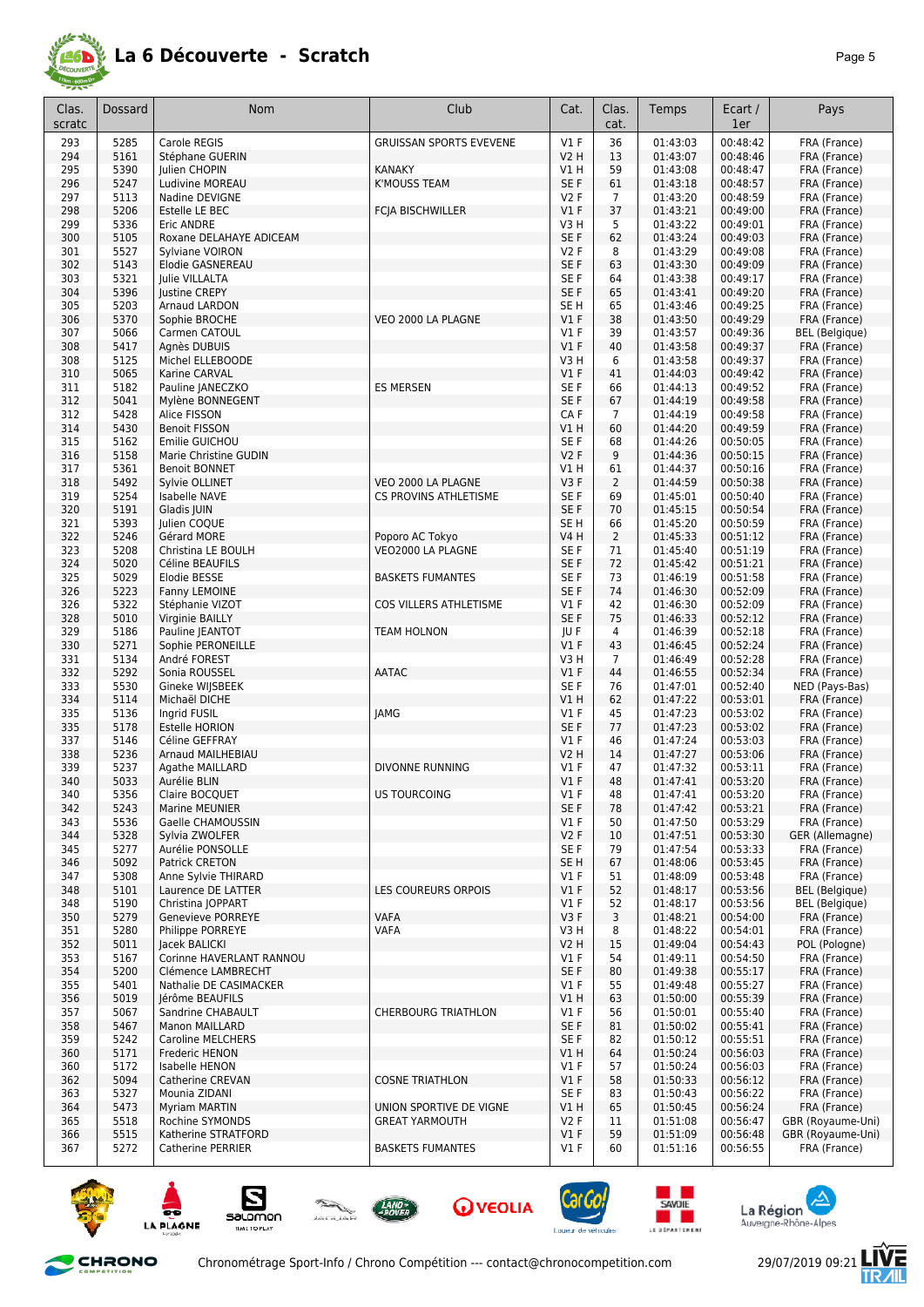# La 6 Découverte - Scratch

| Clas. scratc | Dossard | Nom | Club | Cat. | Clas. cat. | Temps | Ecart / 1er | Pays |
|---|---|---|---|---|---|---|---|---|
| 293 | 5285 | Carole REGIS | GRUISSAN SPORTS EVEVENE | V1 F | 36 | 01:43:03 | 00:48:42 | FRA (France) |
| 294 | 5161 | Stéphane GUERIN | | V2 H | 13 | 01:43:07 | 00:48:46 | FRA (France) |
| 295 | 5390 | Julien CHOPIN | KANAKY | V1 H | 59 | 01:43:08 | 00:48:47 | FRA (France) |
| 296 | 5247 | Ludivine MOREAU | K'MOUSS TEAM | SE F | 61 | 01:43:18 | 00:48:57 | FRA (France) |
| 297 | 5113 | Nadine DEVIGNE | | V2 F | 7 | 01:43:20 | 00:48:59 | FRA (France) |
| 298 | 5206 | Estelle LE BEC | FCJA BISCHWILLER | V1 F | 37 | 01:43:21 | 00:49:00 | FRA (France) |
| 299 | 5336 | Eric ANDRE | | V3 H | 5 | 01:43:22 | 00:49:01 | FRA (France) |
| 300 | 5105 | Roxane DELAHAYE ADICEAM | | SE F | 62 | 01:43:24 | 00:49:03 | FRA (France) |
| 301 | 5527 | Sylviane VOIRON | | V2 F | 8 | 01:43:29 | 00:49:08 | FRA (France) |
| 302 | 5143 | Elodie GASNEREAU | | SE F | 63 | 01:43:30 | 00:49:09 | FRA (France) |
| 303 | 5321 | Julie VILLALTA | | SE F | 64 | 01:43:38 | 00:49:17 | FRA (France) |
| 304 | 5396 | Justine CREPY | | SE F | 65 | 01:43:41 | 00:49:20 | FRA (France) |
| 305 | 5203 | Arnaud LARDON | | SE H | 65 | 01:43:46 | 00:49:25 | FRA (France) |
| 306 | 5370 | Sophie BROCHE | VEO 2000 LA PLAGNE | V1 F | 38 | 01:43:50 | 00:49:29 | FRA (France) |
| 307 | 5066 | Carmen CATOUL | | V1 F | 39 | 01:43:57 | 00:49:36 | BEL (Belgique) |
| 308 | 5417 | Agnès DUBUIS | | V1 F | 40 | 01:43:58 | 00:49:37 | FRA (France) |
| 308 | 5125 | Michel ELLEBOODE | | V3 H | 6 | 01:43:58 | 00:49:37 | FRA (France) |
| 310 | 5065 | Karine CARVAL | | V1 F | 41 | 01:44:03 | 00:49:42 | FRA (France) |
| 311 | 5182 | Pauline JANECZKO | ES MERSEN | SE F | 66 | 01:44:13 | 00:49:52 | FRA (France) |
| 312 | 5041 | Mylène BONNEGENT | | SE F | 67 | 01:44:19 | 00:49:58 | FRA (France) |
| 312 | 5428 | Alice FISSON | | CA F | 7 | 01:44:19 | 00:49:58 | FRA (France) |
| 314 | 5430 | Benoit FISSON | | V1 H | 60 | 01:44:20 | 00:49:59 | FRA (France) |
| 315 | 5162 | Emilie GUICHOU | | SE F | 68 | 01:44:26 | 00:50:05 | FRA (France) |
| 316 | 5158 | Marie Christine GUDIN | | V2 F | 9 | 01:44:36 | 00:50:15 | FRA (France) |
| 317 | 5361 | Benoit BONNET | | V1 H | 61 | 01:44:37 | 00:50:16 | FRA (France) |
| 318 | 5492 | Sylvie OLLINET | VEO 2000 LA PLAGNE | V3 F | 2 | 01:44:59 | 00:50:38 | FRA (France) |
| 319 | 5254 | Isabelle NAVE | CS PROVINS ATHLETISME | SE F | 69 | 01:45:01 | 00:50:40 | FRA (France) |
| 320 | 5191 | Gladis JUIN | | SE F | 70 | 01:45:15 | 00:50:54 | FRA (France) |
| 321 | 5393 | Julien COQUE | | SE H | 66 | 01:45:20 | 00:50:59 | FRA (France) |
| 322 | 5246 | Gérard MORE | Poporo AC Tokyo | V4 H | 2 | 01:45:33 | 00:51:12 | FRA (France) |
| 323 | 5208 | Christina LE BOULH | VEO2000 LA PLAGNE | SE F | 71 | 01:45:40 | 00:51:19 | FRA (France) |
| 324 | 5020 | Céline BEAUFILS | | SE F | 72 | 01:45:42 | 00:51:21 | FRA (France) |
| 325 | 5029 | Elodie BESSE | BASKETS FUMANTES | SE F | 73 | 01:46:19 | 00:51:58 | FRA (France) |
| 326 | 5223 | Fanny LEMOINE | | SE F | 74 | 01:46:30 | 00:52:09 | FRA (France) |
| 326 | 5322 | Stéphanie VIZOT | COS VILLERS ATHLETISME | V1 F | 42 | 01:46:30 | 00:52:09 | FRA (France) |
| 328 | 5010 | Virginie BAILLY | | SE F | 75 | 01:46:33 | 00:52:12 | FRA (France) |
| 329 | 5186 | Pauline JEANTOT | TEAM HOLNON | JU F | 4 | 01:46:39 | 00:52:18 | FRA (France) |
| 330 | 5271 | Sophie PERONEILLE | | V1 F | 43 | 01:46:45 | 00:52:24 | FRA (France) |
| 331 | 5134 | André FOREST | | V3 H | 7 | 01:46:49 | 00:52:28 | FRA (France) |
| 332 | 5292 | Sonia ROUSSEL | AATAC | V1 F | 44 | 01:46:55 | 00:52:34 | FRA (France) |
| 333 | 5530 | Gineke WIJSBEEK | | SE F | 76 | 01:47:01 | 00:52:40 | NED (Pays-Bas) |
| 334 | 5114 | Michaël DICHE | | V1 H | 62 | 01:47:22 | 00:53:01 | FRA (France) |
| 335 | 5136 | Ingrid FUSIL | JAMG | V1 F | 45 | 01:47:23 | 00:53:02 | FRA (France) |
| 335 | 5178 | Estelle HORION | | SE F | 77 | 01:47:23 | 00:53:02 | FRA (France) |
| 337 | 5146 | Céline GEFFRAY | | V1 F | 46 | 01:47:24 | 00:53:03 | FRA (France) |
| 338 | 5236 | Arnaud MAILHEBIAU | | V2 H | 14 | 01:47:27 | 00:53:06 | FRA (France) |
| 339 | 5237 | Agathe MAILLARD | DIVONNE RUNNING | V1 F | 47 | 01:47:32 | 00:53:11 | FRA (France) |
| 340 | 5033 | Aurélie BLIN | | V1 F | 48 | 01:47:41 | 00:53:20 | FRA (France) |
| 340 | 5356 | Claire BOCQUET | US TOURCOING | V1 F | 48 | 01:47:41 | 00:53:20 | FRA (France) |
| 342 | 5243 | Marine MEUNIER | | SE F | 78 | 01:47:42 | 00:53:21 | FRA (France) |
| 343 | 5536 | Gaelle CHAMOUSSIN | | V1 F | 50 | 01:47:50 | 00:53:29 | FRA (France) |
| 344 | 5328 | Sylvia ZWOLFER | | V2 F | 10 | 01:47:51 | 00:53:30 | GER (Allemagne) |
| 345 | 5277 | Aurélie PONSOLLE | | SE F | 79 | 01:47:54 | 00:53:33 | FRA (France) |
| 346 | 5092 | Patrick CRETON | | SE H | 67 | 01:48:06 | 00:53:45 | FRA (France) |
| 347 | 5308 | Anne Sylvie THIRARD | | V1 F | 51 | 01:48:09 | 00:53:48 | FRA (France) |
| 348 | 5101 | Laurence DE LATTER | LES COUREURS ORPOIS | V1 F | 52 | 01:48:17 | 00:53:56 | BEL (Belgique) |
| 348 | 5190 | Christina JOPPART | | V1 F | 52 | 01:48:17 | 00:53:56 | BEL (Belgique) |
| 350 | 5279 | Genevieve PORREYE | VAFA | V3 F | 3 | 01:48:21 | 00:54:00 | FRA (France) |
| 351 | 5280 | Philippe PORREYE | VAFA | V3 H | 8 | 01:48:22 | 00:54:01 | FRA (France) |
| 352 | 5011 | Jacek BALICKI | | V2 H | 15 | 01:49:04 | 00:54:43 | POL (Pologne) |
| 353 | 5167 | Corinne HAVERLANT RANNOU | | V1 F | 54 | 01:49:11 | 00:54:50 | FRA (France) |
| 354 | 5200 | Clémence LAMBRECHT | | SE F | 80 | 01:49:38 | 00:55:17 | FRA (France) |
| 355 | 5401 | Nathalie DE CASIMACKER | | V1 F | 55 | 01:49:48 | 00:55:27 | FRA (France) |
| 356 | 5019 | Jérôme BEAUFILS | | V1 H | 63 | 01:50:00 | 00:55:39 | FRA (France) |
| 357 | 5067 | Sandrine CHABAULT | CHERBOURG TRIATHLON | V1 F | 56 | 01:50:01 | 00:55:40 | FRA (France) |
| 358 | 5467 | Manon MAILLARD | | SE F | 81 | 01:50:02 | 00:55:41 | FRA (France) |
| 359 | 5242 | Caroline MELCHERS | | SE F | 82 | 01:50:12 | 00:55:51 | FRA (France) |
| 360 | 5171 | Frederic HENON | | V1 H | 64 | 01:50:24 | 00:56:03 | FRA (France) |
| 360 | 5172 | Isabelle HENON | | V1 F | 57 | 01:50:24 | 00:56:03 | FRA (France) |
| 362 | 5094 | Catherine CREVAN | COSNE TRIATHLON | V1 F | 58 | 01:50:33 | 00:56:12 | FRA (France) |
| 363 | 5327 | Mounia ZIDANI | | SE F | 83 | 01:50:43 | 00:56:22 | FRA (France) |
| 364 | 5473 | Myriam MARTIN | UNION SPORTIVE DE VIGNE | V1 H | 65 | 01:50:45 | 00:56:24 | FRA (France) |
| 365 | 5518 | Rochine SYMONDS | GREAT YARMOUTH | V2 F | 11 | 01:51:08 | 00:56:47 | GBR (Royaume-Uni) |
| 366 | 5515 | Katherine STRATFORD | | V1 F | 59 | 01:51:09 | 00:56:48 | GBR (Royaume-Uni) |
| 367 | 5272 | Catherine PERRIER | BASKETS FUMANTES | V1 F | 60 | 01:51:16 | 00:56:55 | FRA (France) |

Chronométrage Sport-Info / Chrono Compétition --- contact@chronocompetition.com

29/07/2019 09:21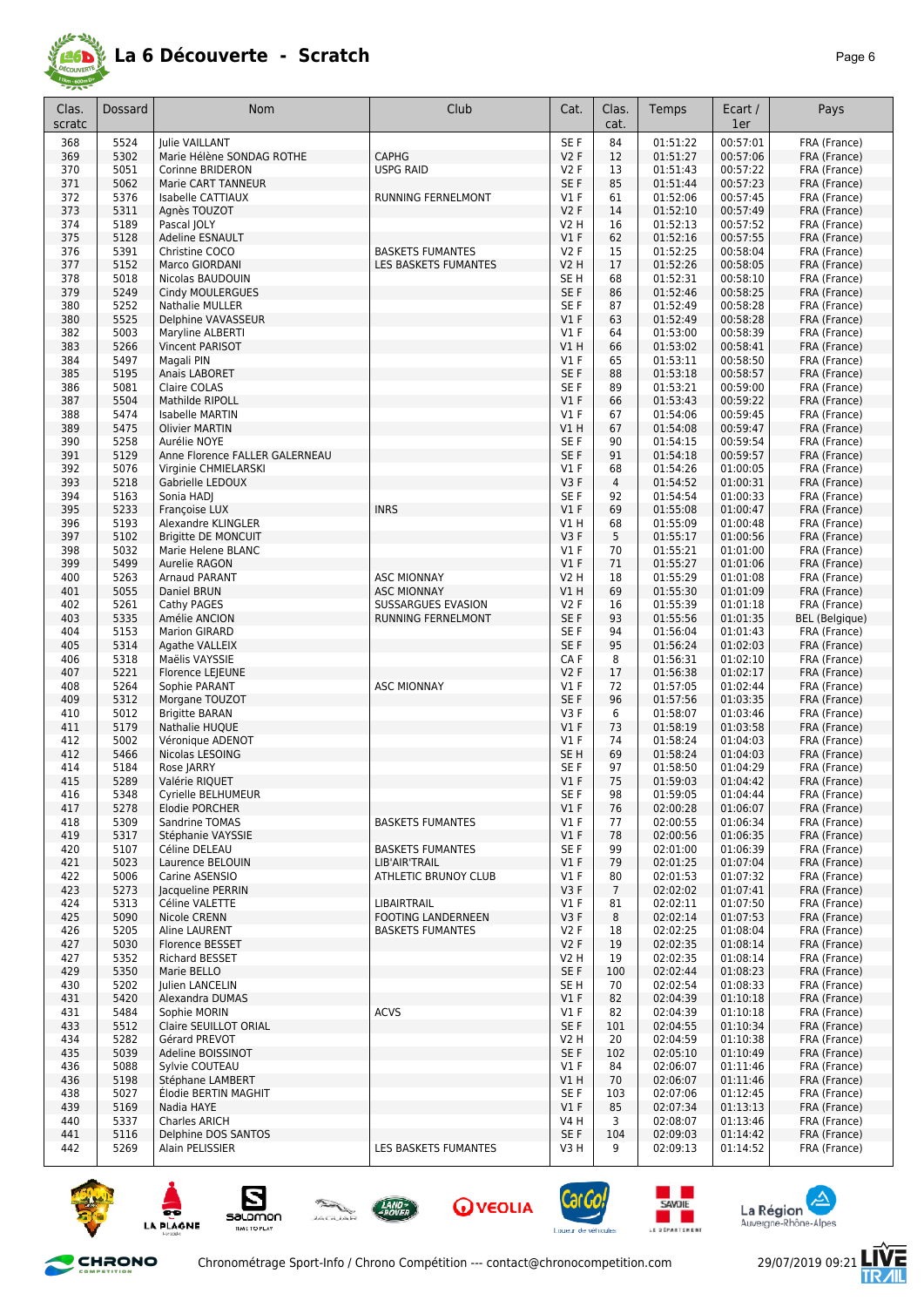# La 6 Découverte - Scratch

| Clas. scratc | Dossard | Nom | Club | Cat. | Clas. cat. | Temps | Ecart / 1er | Pays |
|---|---|---|---|---|---|---|---|---|
| 368 | 5524 | Julie VAILLANT | | SE F | 84 | 01:51:22 | 00:57:01 | FRA (France) |
| 369 | 5302 | Marie Hélène SONDAG ROTHE | CAPHG | V2 F | 12 | 01:51:27 | 00:57:06 | FRA (France) |
| 370 | 5051 | Corinne BRIDERON | USPG RAID | V2 F | 13 | 01:51:43 | 00:57:22 | FRA (France) |
| 371 | 5062 | Marie CART TANNEUR | | SE F | 85 | 01:51:44 | 00:57:23 | FRA (France) |
| 372 | 5376 | Isabelle CATTIAUX | RUNNING FERNELMONT | V1 F | 61 | 01:52:06 | 00:57:45 | FRA (France) |
| 373 | 5311 | Agnès TOUZOT | | V2 F | 14 | 01:52:10 | 00:57:49 | FRA (France) |
| 374 | 5189 | Pascal JOLY | | V2 H | 16 | 01:52:13 | 00:57:52 | FRA (France) |
| 375 | 5128 | Adeline ESNAULT | | V1 F | 62 | 01:52:16 | 00:57:55 | FRA (France) |
| 376 | 5391 | Christine COCO | BASKETS FUMANTES | V2 F | 15 | 01:52:25 | 00:58:04 | FRA (France) |
| 377 | 5152 | Marco GIORDANI | LES BASKETS FUMANTES | V2 H | 17 | 01:52:26 | 00:58:05 | FRA (France) |
| 378 | 5018 | Nicolas BAUDOUIN | | SE H | 68 | 01:52:31 | 00:58:10 | FRA (France) |
| 379 | 5249 | Cindy MOULERGUES | | SE F | 86 | 01:52:46 | 00:58:25 | FRA (France) |
| 380 | 5252 | Nathalie MULLER | | SE F | 87 | 01:52:49 | 00:58:28 | FRA (France) |
| 380 | 5525 | Delphine VAVASSEUR | | V1 F | 63 | 01:52:49 | 00:58:28 | FRA (France) |
| 382 | 5003 | Maryline ALBERTI | | V1 F | 64 | 01:53:00 | 00:58:39 | FRA (France) |
| 383 | 5266 | Vincent PARISOT | | V1 H | 66 | 01:53:02 | 00:58:41 | FRA (France) |
| 384 | 5497 | Magali PIN | | V1 F | 65 | 01:53:11 | 00:58:50 | FRA (France) |
| 385 | 5195 | Anais LABORET | | SE F | 88 | 01:53:18 | 00:58:57 | FRA (France) |
| 386 | 5081 | Claire COLAS | | SE F | 89 | 01:53:21 | 00:59:00 | FRA (France) |
| 387 | 5504 | Mathilde RIPOLL | | V1 F | 66 | 01:53:43 | 00:59:22 | FRA (France) |
| 388 | 5474 | Isabelle MARTIN | | V1 F | 67 | 01:54:06 | 00:59:45 | FRA (France) |
| 389 | 5475 | Olivier MARTIN | | V1 H | 67 | 01:54:08 | 00:59:47 | FRA (France) |
| 390 | 5258 | Aurélie NOYE | | SE F | 90 | 01:54:15 | 00:59:54 | FRA (France) |
| 391 | 5129 | Anne Florence FALLER GALERNEAU | | SE F | 91 | 01:54:18 | 00:59:57 | FRA (France) |
| 392 | 5076 | Virginie CHMIELARSKI | | V1 F | 68 | 01:54:26 | 01:00:05 | FRA (France) |
| 393 | 5218 | Gabrielle LEDOUX | | V3 F | 4 | 01:54:52 | 01:00:31 | FRA (France) |
| 394 | 5163 | Sonia HADJ | | SE F | 92 | 01:54:54 | 01:00:33 | FRA (France) |
| 395 | 5233 | Françoise LUX | INRS | V1 F | 69 | 01:55:08 | 01:00:47 | FRA (France) |
| 396 | 5193 | Alexandre KLINGLER | | V1 H | 68 | 01:55:09 | 01:00:48 | FRA (France) |
| 397 | 5102 | Brigitte DE MONCUIT | | V3 F | 5 | 01:55:17 | 01:00:56 | FRA (France) |
| 398 | 5032 | Marie Helene BLANC | | V1 F | 70 | 01:55:21 | 01:01:00 | FRA (France) |
| 399 | 5499 | Aurelie RAGON | | V1 F | 71 | 01:55:27 | 01:01:06 | FRA (France) |
| 400 | 5263 | Arnaud PARANT | ASC MIONNAY | V2 H | 18 | 01:55:29 | 01:01:08 | FRA (France) |
| 401 | 5055 | Daniel BRUN | ASC MIONNAY | V1 H | 69 | 01:55:30 | 01:01:09 | FRA (France) |
| 402 | 5261 | Cathy PAGES | SUSSARGUES EVASION | V2 F | 16 | 01:55:39 | 01:01:18 | FRA (France) |
| 403 | 5335 | Amélie ANCION | RUNNING FERNELMONT | SE F | 93 | 01:55:56 | 01:01:35 | BEL (Belgique) |
| 404 | 5153 | Marion GIRARD | | SE F | 94 | 01:56:04 | 01:01:43 | FRA (France) |
| 405 | 5314 | Agathe VALLEIX | | SE F | 95 | 01:56:24 | 01:02:03 | FRA (France) |
| 406 | 5318 | Maëlis VAYSSIE | | CA F | 8 | 01:56:31 | 01:02:10 | FRA (France) |
| 407 | 5221 | Florence LEJEUNE | | V2 F | 17 | 01:56:38 | 01:02:17 | FRA (France) |
| 408 | 5264 | Sophie PARANT | ASC MIONNAY | V1 F | 72 | 01:57:05 | 01:02:44 | FRA (France) |
| 409 | 5312 | Morgane TOUZOT | | SE F | 96 | 01:57:56 | 01:03:35 | FRA (France) |
| 410 | 5012 | Brigitte BARAN | | V3 F | 6 | 01:58:07 | 01:03:46 | FRA (France) |
| 411 | 5179 | Nathalie HUQUE | | V1 F | 73 | 01:58:19 | 01:03:58 | FRA (France) |
| 412 | 5002 | Véronique ADENOT | | V1 F | 74 | 01:58:24 | 01:04:03 | FRA (France) |
| 412 | 5466 | Nicolas LESOING | | SE H | 69 | 01:58:24 | 01:04:03 | FRA (France) |
| 414 | 5184 | Rose JARRY | | SE F | 97 | 01:58:50 | 01:04:29 | FRA (France) |
| 415 | 5289 | Valérie RIQUET | | V1 F | 75 | 01:59:03 | 01:04:42 | FRA (France) |
| 416 | 5348 | Cyrielle BELHUMEUR | | SE F | 98 | 01:59:05 | 01:04:44 | FRA (France) |
| 417 | 5278 | Elodie PORCHER | | V1 F | 76 | 02:00:28 | 01:06:07 | FRA (France) |
| 418 | 5309 | Sandrine TOMAS | BASKETS FUMANTES | V1 F | 77 | 02:00:55 | 01:06:34 | FRA (France) |
| 419 | 5317 | Stéphanie VAYSSIE | | V1 F | 78 | 02:00:56 | 01:06:35 | FRA (France) |
| 420 | 5107 | Céline DELEAU | BASKETS FUMANTES | SE F | 99 | 02:01:00 | 01:06:39 | FRA (France) |
| 421 | 5023 | Laurence BELOUIN | LIB'AIR'TRAIL | V1 F | 79 | 02:01:25 | 01:07:04 | FRA (France) |
| 422 | 5006 | Carine ASENSIO | ATHLETIC BRUNOY CLUB | V1 F | 80 | 02:01:53 | 01:07:32 | FRA (France) |
| 423 | 5273 | Jacqueline PERRIN | | V3 F | 7 | 02:02:02 | 01:07:41 | FRA (France) |
| 424 | 5313 | Céline VALETTE | LIBAIRTRAIL | V1 F | 81 | 02:02:11 | 01:07:50 | FRA (France) |
| 425 | 5090 | Nicole CRENN | FOOTING LANDERNEEN | V3 F | 8 | 02:02:14 | 01:07:53 | FRA (France) |
| 426 | 5205 | Aline LAURENT | BASKETS FUMANTES | V2 F | 18 | 02:02:25 | 01:08:04 | FRA (France) |
| 427 | 5030 | Florence BESSET | | V2 F | 19 | 02:02:35 | 01:08:14 | FRA (France) |
| 427 | 5352 | Richard BESSET | | V2 H | 19 | 02:02:35 | 01:08:14 | FRA (France) |
| 429 | 5350 | Marie BELLO | | SE F | 100 | 02:02:44 | 01:08:23 | FRA (France) |
| 430 | 5202 | Julien LANCELIN | | SE H | 70 | 02:02:54 | 01:08:33 | FRA (France) |
| 431 | 5420 | Alexandra DUMAS | | V1 F | 82 | 02:04:39 | 01:10:18 | FRA (France) |
| 431 | 5484 | Sophie MORIN | ACVS | V1 F | 82 | 02:04:39 | 01:10:18 | FRA (France) |
| 433 | 5512 | Claire SEUILLOT ORIAL | | SE F | 101 | 02:04:55 | 01:10:34 | FRA (France) |
| 434 | 5282 | Gérard PREVOT | | V2 H | 20 | 02:04:59 | 01:10:38 | FRA (France) |
| 435 | 5039 | Adeline BOISSINOT | | SE F | 102 | 02:05:10 | 01:10:49 | FRA (France) |
| 436 | 5088 | Sylvie COUTEAU | | V1 F | 84 | 02:06:07 | 01:11:46 | FRA (France) |
| 436 | 5198 | Stéphane LAMBERT | | V1 H | 70 | 02:06:07 | 01:11:46 | FRA (France) |
| 438 | 5027 | Élodie BERTIN MAGHIT | | SE F | 103 | 02:07:06 | 01:12:45 | FRA (France) |
| 439 | 5169 | Nadia HAYE | | V1 F | 85 | 02:07:34 | 01:13:13 | FRA (France) |
| 440 | 5337 | Charles ARICH | | V4 H | 3 | 02:08:07 | 01:13:46 | FRA (France) |
| 441 | 5116 | Delphine DOS SANTOS | | SE F | 104 | 02:09:03 | 01:14:42 | FRA (France) |
| 442 | 5269 | Alain PELISSIER | LES BASKETS FUMANTES | V3 H | 9 | 02:09:13 | 01:14:52 | FRA (France) |

Chronométrage Sport-Info / Chrono Compétition --- contact@chronocompetition.com

29/07/2019 09:21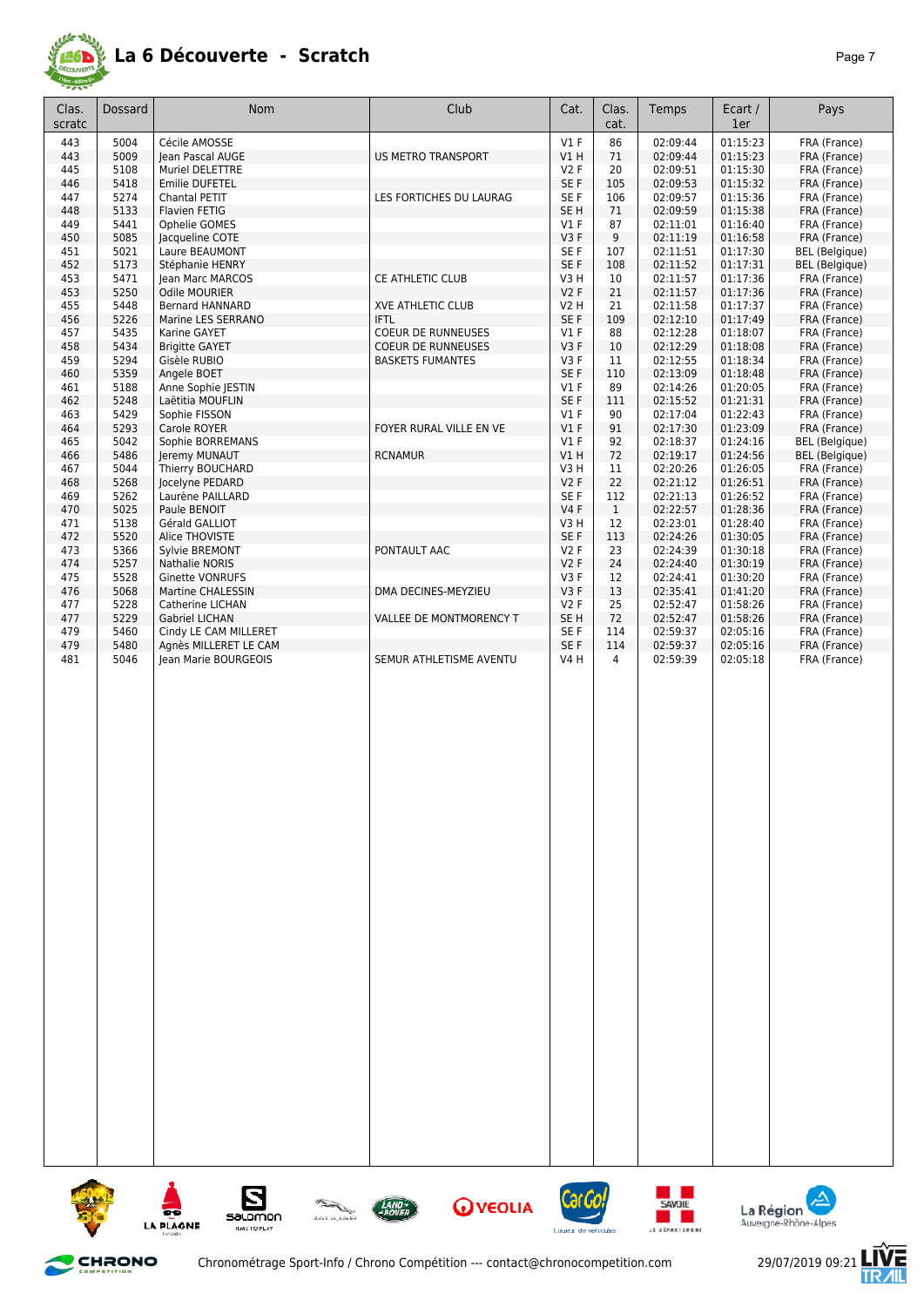# La 6 Découverte - Scratch

| Clas. scratc | Dossard | Nom | Club | Cat. | Clas. cat. | Temps | Ecart / 1er | Pays |
|---|---|---|---|---|---|---|---|---|
| 443 | 5004 | Cécile AMOSSE | | V1 F | 86 | 02:09:44 | 01:15:23 | FRA (France) |
| 443 | 5009 | Jean Pascal AUGE | US METRO TRANSPORT | V1 H | 71 | 02:09:44 | 01:15:23 | FRA (France) |
| 445 | 5108 | Muriel DELETTRE | | V2 F | 20 | 02:09:51 | 01:15:30 | FRA (France) |
| 446 | 5418 | Emilie DUFETEL | | SE F | 105 | 02:09:53 | 01:15:32 | FRA (France) |
| 447 | 5274 | Chantal PETIT | LES FORTICHES DU LAURAG | SE F | 106 | 02:09:57 | 01:15:36 | FRA (France) |
| 448 | 5133 | Flavien FETIG | | SE H | 71 | 02:09:59 | 01:15:38 | FRA (France) |
| 449 | 5441 | Ophelie GOMES | | V1 F | 87 | 02:11:01 | 01:16:40 | FRA (France) |
| 450 | 5085 | Jacqueline COTE | | V3 F | 9 | 02:11:19 | 01:16:58 | FRA (France) |
| 451 | 5021 | Laure BEAUMONT | | SE F | 107 | 02:11:51 | 01:17:30 | BEL (Belgique) |
| 452 | 5173 | Stéphanie HENRY | | SE F | 108 | 02:11:52 | 01:17:31 | BEL (Belgique) |
| 453 | 5471 | Jean Marc MARCOS | CE ATHLETIC CLUB | V3 H | 10 | 02:11:57 | 01:17:36 | FRA (France) |
| 453 | 5250 | Odile MOURIER | | V2 F | 21 | 02:11:57 | 01:17:36 | FRA (France) |
| 455 | 5448 | Bernard HANNARD | XVE ATHLETIC CLUB | V2 H | 21 | 02:11:58 | 01:17:37 | FRA (France) |
| 456 | 5226 | Marine LES SERRANO | IFTL | SE F | 109 | 02:12:10 | 01:17:49 | FRA (France) |
| 457 | 5435 | Karine GAYET | COEUR DE RUNNEUSES | V1 F | 88 | 02:12:28 | 01:18:07 | FRA (France) |
| 458 | 5434 | Brigitte GAYET | COEUR DE RUNNEUSES | V3 F | 10 | 02:12:29 | 01:18:08 | FRA (France) |
| 459 | 5294 | Gisèle RUBIO | BASKETS FUMANTES | V3 F | 11 | 02:12:55 | 01:18:34 | FRA (France) |
| 460 | 5359 | Angele BOET | | SE F | 110 | 02:13:09 | 01:18:48 | FRA (France) |
| 461 | 5188 | Anne Sophie JESTIN | | V1 F | 89 | 02:14:26 | 01:20:05 | FRA (France) |
| 462 | 5248 | Laëtitia MOUFLIN | | SE F | 111 | 02:15:52 | 01:21:31 | FRA (France) |
| 463 | 5429 | Sophie FISSON | | V1 F | 90 | 02:17:04 | 01:22:43 | FRA (France) |
| 464 | 5293 | Carole ROYER | FOYER RURAL VILLE EN VE | V1 F | 91 | 02:17:30 | 01:23:09 | FRA (France) |
| 465 | 5042 | Sophie BORREMANS | | V1 F | 92 | 02:18:37 | 01:24:16 | BEL (Belgique) |
| 466 | 5486 | Jeremy MUNAUT | RCNAMUR | V1 H | 72 | 02:19:17 | 01:24:56 | BEL (Belgique) |
| 467 | 5044 | Thierry BOUCHARD | | V3 H | 11 | 02:20:26 | 01:26:05 | FRA (France) |
| 468 | 5268 | Jocelyne PEDARD | | V2 F | 22 | 02:21:12 | 01:26:51 | FRA (France) |
| 469 | 5262 | Laurène PAILLARD | | SE F | 112 | 02:21:13 | 01:26:52 | FRA (France) |
| 470 | 5025 | Paule BENOIT | | V4 F | 1 | 02:22:57 | 01:28:36 | FRA (France) |
| 471 | 5138 | Gérald GALLIOT | | V3 H | 12 | 02:23:01 | 01:28:40 | FRA (France) |
| 472 | 5520 | Alice THOVISTE | | SE F | 113 | 02:24:26 | 01:30:05 | FRA (France) |
| 473 | 5366 | Sylvie BREMONT | PONTAULT AAC | V2 F | 23 | 02:24:39 | 01:30:18 | FRA (France) |
| 474 | 5257 | Nathalie NORIS | | V2 F | 24 | 02:24:40 | 01:30:19 | FRA (France) |
| 475 | 5528 | Ginette VONRUFS | | V3 F | 12 | 02:24:41 | 01:30:20 | FRA (France) |
| 476 | 5068 | Martine CHALESSIN | DMA DECINES-MEYZIEU | V3 F | 13 | 02:35:41 | 01:41:20 | FRA (France) |
| 477 | 5228 | Catherine LICHAN | | V2 F | 25 | 02:52:47 | 01:58:26 | FRA (France) |
| 477 | 5229 | Gabriel LICHAN | VALLEE DE MONTMORENCY T | SE H | 72 | 02:52:47 | 01:58:26 | FRA (France) |
| 479 | 5460 | Cindy LE CAM MILLERET | | SE F | 114 | 02:59:37 | 02:05:16 | FRA (France) |
| 479 | 5480 | Agnès MILLERET LE CAM | | SE F | 114 | 02:59:37 | 02:05:16 | FRA (France) |
| 481 | 5046 | Jean Marie BOURGEOIS | SEMUR ATHLETISME AVENTU | V4 H | 4 | 02:59:39 | 02:05:18 | FRA (France) |

Chronométrage Sport-Info / Chrono Compétition --- contact@chronocompetition.com

29/07/2019 09:21